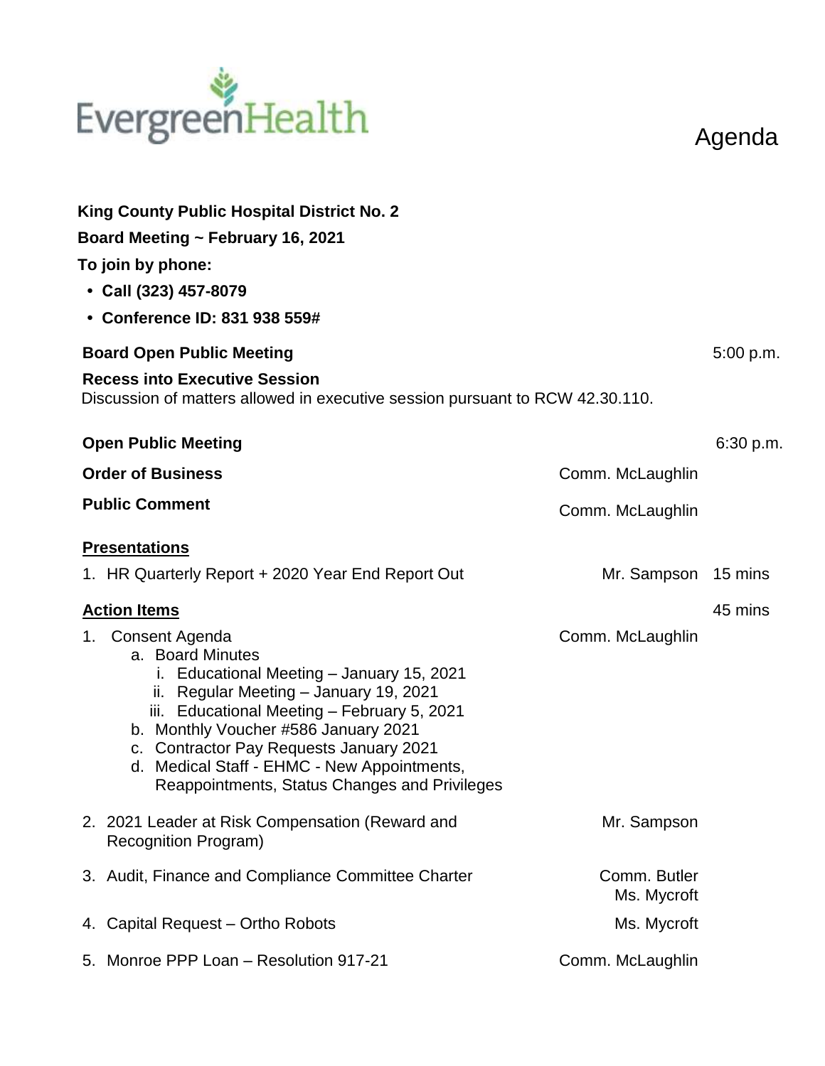EvergreenHealth

# Agenda

**King County Public Hospital District No. 2**

**Board Meeting ~ February 16, 2021**

**To join by phone:**

- **Call (323) 457-8079**
- **Conference ID: 831 938 559#**

**Board Open Public Meeting** 5:00 p.m.

**Recess into Executive Session**
Discussion of matters allowed in executive session pursuant to RCW 42.30.110.

**Open Public Meeting** 6:30 p.m.

**Order of Business** Comm. McLaughlin

**Public Comment** Comm. McLaughlin

**Presentations**

1. HR Quarterly Report + 2020 Year End Report Out — Mr. Sampson — 15 mins

**Action Items** — 45 mins

1. Consent Agenda — Comm. McLaughlin
   a. Board Minutes
      i. Educational Meeting – January 15, 2021
      ii. Regular Meeting – January 19, 2021
      iii. Educational Meeting – February 5, 2021
   b. Monthly Voucher #586 January 2021
   c. Contractor Pay Requests January 2021
   d. Medical Staff - EHMC - New Appointments, Reappointments, Status Changes and Privileges
2. 2021 Leader at Risk Compensation (Reward and Recognition Program) — Mr. Sampson
3. Audit, Finance and Compliance Committee Charter — Comm. Butler, Ms. Mycroft
4. Capital Request – Ortho Robots — Ms. Mycroft
5. Monroe PPP Loan – Resolution 917-21 — Comm. McLaughlin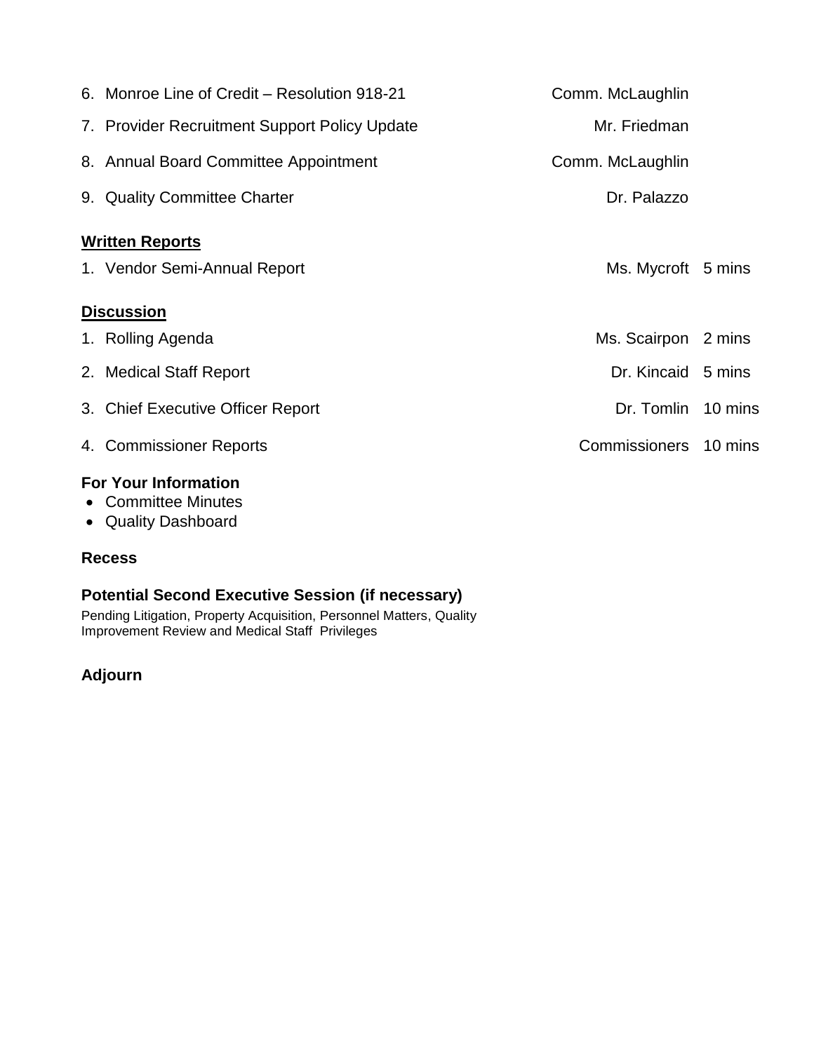| | | |
|---|---|---|
| 6. Monroe Line of Credit – Resolution 918-21 | Comm. McLaughlin | |
| 7. Provider Recruitment Support Policy Update | Mr. Friedman | |
| 8. Annual Board Committee Appointment | Comm. McLaughlin | |
| 9. Quality Committee Charter | Dr. Palazzo | |

**Written Reports**

| | | |
|---|---|---|
| 1. Vendor Semi-Annual Report | Ms. Mycroft | 5 mins |

**Discussion**

| | | |
|---|---|---|
| 1. Rolling Agenda | Ms. Scairpon | 2 mins |
| 2. Medical Staff Report | Dr. Kincaid | 5 mins |
| 3. Chief Executive Officer Report | Dr. Tomlin | 10 mins |
| 4. Commissioner Reports | Commissioners | 10 mins |

**For Your Information**

- Committee Minutes
- Quality Dashboard

**Recess**

**Potential Second Executive Session (if necessary)**

Pending Litigation, Property Acquisition, Personnel Matters, Quality Improvement Review and Medical Staff Privileges

**Adjourn**